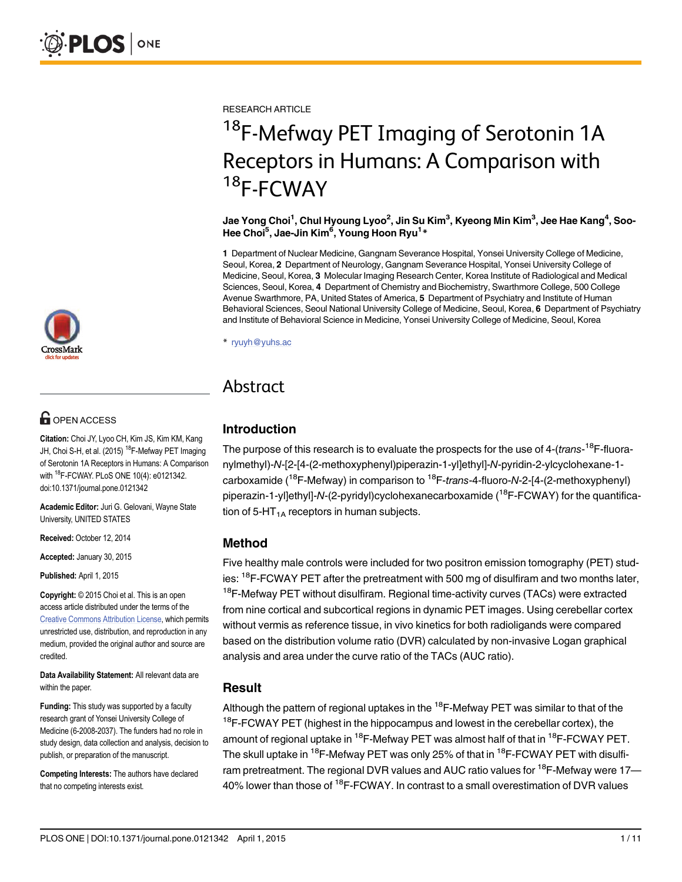RESEARCH ARTICLE

# $^{18}$F-Mefway PET Imaging of Serotonin 1A Receptors in Humans: A Comparison with $^{18}$F-FCWAY

**Jae Yong Choi[1], Chul Hyoung Lyoo[2], Jin Su Kim[3], Kyeong Min Kim[3], Jee Hae Kang[4], Soo-Hee Choi[5], Jae-Jin Kim[6], Young Hoon Ryu[1]***

**1** Department of Nuclear Medicine, Gangnam Severance Hospital, Yonsei University College of Medicine, Seoul, Korea, **2** Department of Neurology, Gangnam Severance Hospital, Yonsei University College of Medicine, Seoul, Korea, **3** Molecular Imaging Research Center, Korea Institute of Radiological and Medical Sciences, Seoul, Korea, **4** Department of Chemistry and Biochemistry, Swarthmore College, 500 College Avenue Swarthmore, PA, United States of America, **5** Department of Psychiatry and Institute of Human Behavioral Sciences, Seoul National University College of Medicine, Seoul, Korea, **6** Department of Psychiatry and Institute of Behavioral Science in Medicine, Yonsei University College of Medicine, Seoul, Korea

* ryuyh@yuhs.ac

**OPEN ACCESS**

**Citation:** Choi JY, Lyoo CH, Kim JS, Kim KM, Kang JH, Choi S-H, et al. (2015) $^{18}$F-Mefway PET Imaging of Serotonin 1A Receptors in Humans: A Comparison with $^{18}$F-FCWAY. PLoS ONE 10(4): e0121342. doi:10.1371/journal.pone.0121342

**Academic Editor:** Juri G. Gelovani, Wayne State University, UNITED STATES

**Received:** October 12, 2014

**Accepted:** January 30, 2015

**Published:** April 1, 2015

**Copyright:** © 2015 Choi et al. This is an open access article distributed under the terms of the Creative Commons Attribution License, which permits unrestricted use, distribution, and reproduction in any medium, provided the original author and source are credited.

**Data Availability Statement:** All relevant data are within the paper.

**Funding:** This study was supported by a faculty research grant of Yonsei University College of Medicine (6-2008-2037). The funders had no role in study design, data collection and analysis, decision to publish, or preparation of the manuscript.

**Competing Interests:** The authors have declared that no competing interests exist.

## Abstract

### Introduction

The purpose of this research is to evaluate the prospects for the use of 4-(*trans*-$^{18}$F-fluoranylmethyl)-*N*-[2-[4-(2-methoxyphenyl)piperazin-1-yl]ethyl]-*N*-pyridin-2-ylcyclohexane-1-carboxamide ($^{18}$F-Mefway) in comparison to $^{18}$F-*trans*-4-fluoro-*N*-2-[4-(2-methoxyphenyl) piperazin-1-yl]ethyl]-*N*-(2-pyridyl)cyclohexanecarboxamide ($^{18}$F-FCWAY) for the quantification of 5-$HT_{1A}$ receptors in human subjects.

### Method

Five healthy male controls were included for two positron emission tomography (PET) studies: $^{18}$F-FCWAY PET after the pretreatment with 500 mg of disulfiram and two months later, $^{18}$F-Mefway PET without disulfiram. Regional time-activity curves (TACs) were extracted from nine cortical and subcortical regions in dynamic PET images. Using cerebellar cortex without vermis as reference tissue, in vivo kinetics for both radioligands were compared based on the distribution volume ratio (DVR) calculated by non-invasive Logan graphical analysis and area under the curve ratio of the TACs (AUC ratio).

### Result

Although the pattern of regional uptakes in the $^{18}$F-Mefway PET was similar to that of the $^{18}$F-FCWAY PET (highest in the hippocampus and lowest in the cerebellar cortex), the amount of regional uptake in $^{18}$F-Mefway PET was almost half of that in $^{18}$F-FCWAY PET. The skull uptake in $^{18}$F-Mefway PET was only 25% of that in $^{18}$F-FCWAY PET with disulfiram pretreatment. The regional DVR values and AUC ratio values for $^{18}$F-Mefway were 17—40% lower than those of $^{18}$F-FCWAY. In contrast to a small overestimation of DVR values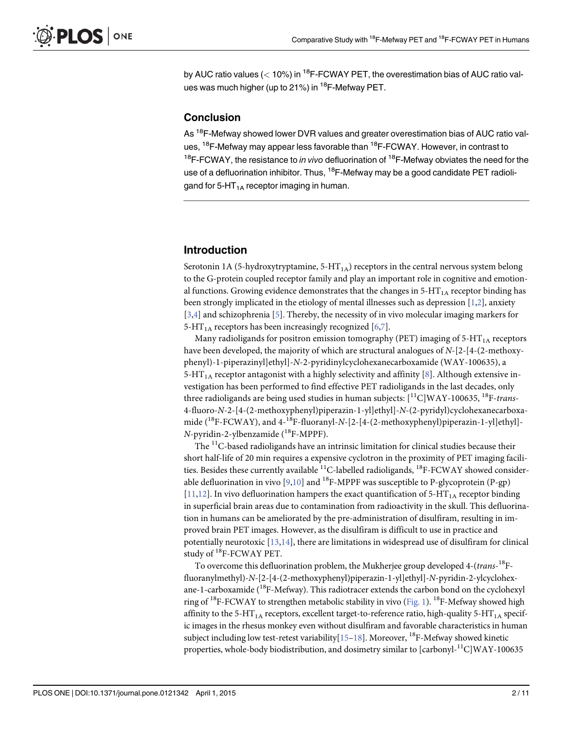by AUC ratio values (< 10%) in $^{18}$F-FCWAY PET, the overestimation bias of AUC ratio values was much higher (up to 21%) in $^{18}$F-Mefway PET.

## Conclusion

As $^{18}$F-Mefway showed lower DVR values and greater overestimation bias of AUC ratio values, $^{18}$F-Mefway may appear less favorable than $^{18}$F-FCWAY. However, in contrast to $^{18}$F-FCWAY, the resistance to *in vivo* defluorination of $^{18}$F-Mefway obviates the need for the use of a defluorination inhibitor. Thus, $^{18}$F-Mefway may be a good candidate PET radioligand for 5-HT$_{1A}$ receptor imaging in human.

## Introduction

Serotonin 1A (5-hydroxytryptamine, 5-HT$_{1A}$) receptors in the central nervous system belong to the G-protein coupled receptor family and play an important role in cognitive and emotional functions. Growing evidence demonstrates that the changes in 5-HT$_{1A}$ receptor binding has been strongly implicated in the etiology of mental illnesses such as depression [1,2], anxiety [3,4] and schizophrenia [5]. Thereby, the necessity of in vivo molecular imaging markers for 5-HT$_{1A}$ receptors has been increasingly recognized [6,7].

Many radioligands for positron emission tomography (PET) imaging of 5-HT$_{1A}$ receptors have been developed, the majority of which are structural analogues of *N*-[2-[4-(2-methoxyphenyl)-1-piperazinyl]ethyl]-*N*-2-pyridinylcyclohexanecarboxamide (WAY-100635), a 5-HT$_{1A}$ receptor antagonist with a highly selectivity and affinity [8]. Although extensive investigation has been performed to find effective PET radioligands in the last decades, only three radioligands are being used studies in human subjects: [$^{11}$C]WAY-100635, $^{18}$F-*trans*-4-fluoro-*N*-2-[4-(2-methoxyphenyl)piperazin-1-yl]ethyl]-*N*-(2-pyridyl)cyclohexanecarboxamide ($^{18}$F-FCWAY), and 4-$^{18}$F-fluoranyl-*N*-[2-[4-(2-methoxyphenyl)piperazin-1-yl]ethyl]-*N*-pyridin-2-ylbenzamide ($^{18}$F-MPPF).

The $^{11}$C-based radioligands have an intrinsic limitation for clinical studies because their short half-life of 20 min requires a expensive cyclotron in the proximity of PET imaging facilities. Besides these currently available $^{11}$C-labelled radioligands, $^{18}$F-FCWAY showed considerable defluorination in vivo [9,10] and $^{18}$F-MPPF was susceptible to P-glycoprotein (P-gp) [11,12]. In vivo defluorination hampers the exact quantification of 5-HT$_{1A}$ receptor binding in superficial brain areas due to contamination from radioactivity in the skull. This defluorination in humans can be ameliorated by the pre-administration of disulfiram, resulting in improved brain PET images. However, as the disulfiram is difficult to use in practice and potentially neurotoxic [13,14], there are limitations in widespread use of disulfiram for clinical study of $^{18}$F-FCWAY PET.

To overcome this defluorination problem, the Mukherjee group developed 4-(*trans*-$^{18}$F-fluoranylmethyl)-*N*-[2-[4-(2-methoxyphenyl)piperazin-1-yl]ethyl]-*N*-pyridin-2-ylcyclohexane-1-carboxamide ($^{18}$F-Mefway). This radiotracer extends the carbon bond on the cyclohexyl ring of $^{18}$F-FCWAY to strengthen metabolic stability in vivo (Fig. 1). $^{18}$F-Mefway showed high affinity to the 5-HT$_{1A}$ receptors, excellent target-to-reference ratio, high-quality 5-HT$_{1A}$ specific images in the rhesus monkey even without disulfiram and favorable characteristics in human subject including low test-retest variability[15–18]. Moreover, $^{18}$F-Mefway showed kinetic properties, whole-body biodistribution, and dosimetry similar to [carbonyl-$^{11}$C]WAY-100635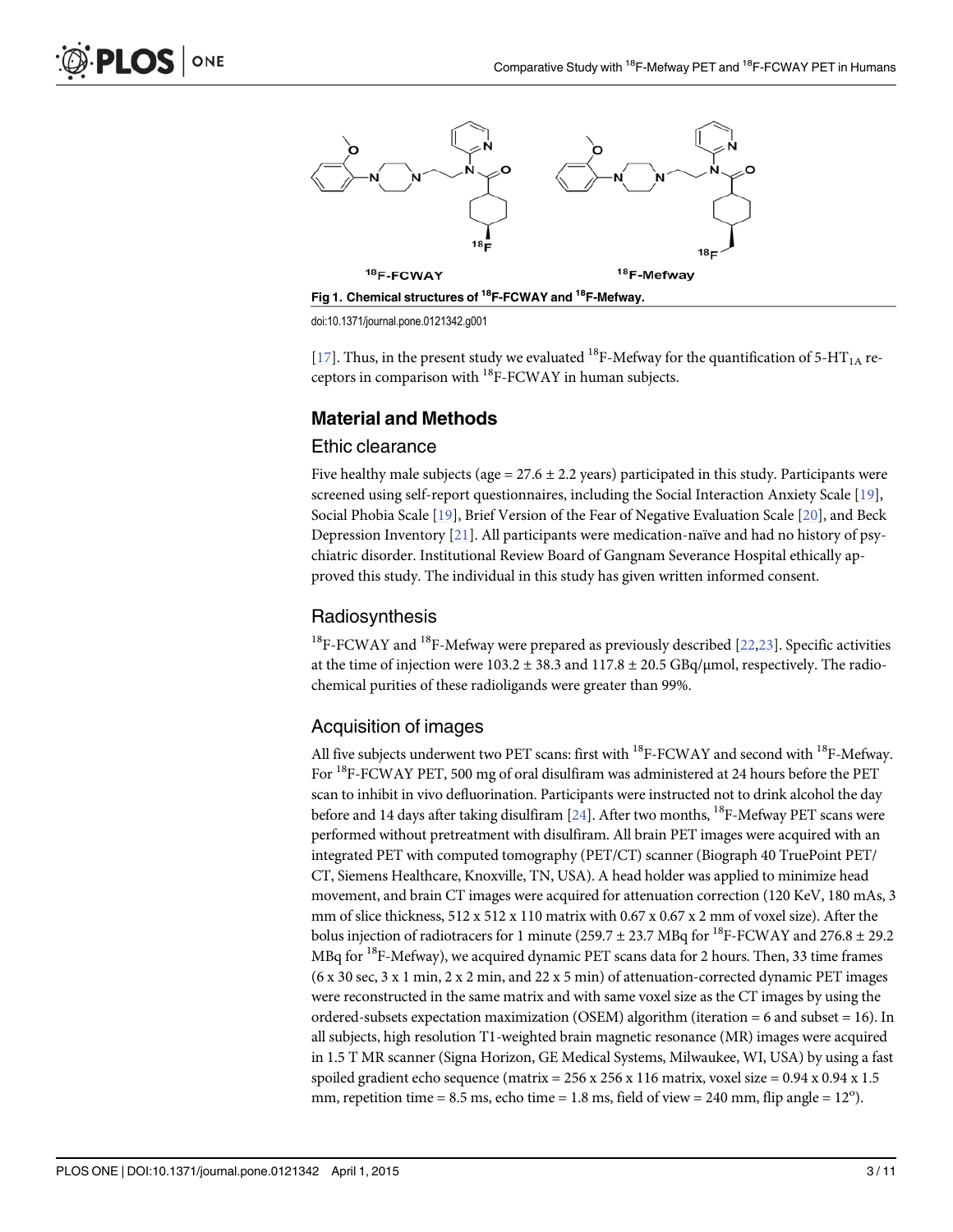Fig 1. Chemical structures of $^{18}$F-FCWAY and $^{18}$F-Mefway.

doi:10.1371/journal.pone.0121342.g001

[17]. Thus, in the present study we evaluated $^{18}$F-Mefway for the quantification of 5-HT$_{1A}$ receptors in comparison with $^{18}$F-FCWAY in human subjects.

## Material and Methods

### Ethic clearance

Five healthy male subjects (age = 27.6 ± 2.2 years) participated in this study. Participants were screened using self-report questionnaires, including the Social Interaction Anxiety Scale [19], Social Phobia Scale [19], Brief Version of the Fear of Negative Evaluation Scale [20], and Beck Depression Inventory [21]. All participants were medication-naïve and had no history of psychiatric disorder. Institutional Review Board of Gangnam Severance Hospital ethically approved this study. The individual in this study has given written informed consent.

### Radiosynthesis

$^{18}$F-FCWAY and $^{18}$F-Mefway were prepared as previously described [22,23]. Specific activities at the time of injection were 103.2 ± 38.3 and 117.8 ± 20.5 GBq/μmol, respectively. The radiochemical purities of these radioligands were greater than 99%.

### Acquisition of images

All five subjects underwent two PET scans: first with $^{18}$F-FCWAY and second with $^{18}$F-Mefway. For $^{18}$F-FCWAY PET, 500 mg of oral disulfiram was administered at 24 hours before the PET scan to inhibit in vivo defluorination. Participants were instructed not to drink alcohol the day before and 14 days after taking disulfiram [24]. After two months, $^{18}$F-Mefway PET scans were performed without pretreatment with disulfiram. All brain PET images were acquired with an integrated PET with computed tomography (PET/CT) scanner (Biograph 40 TruePoint PET/CT, Siemens Healthcare, Knoxville, TN, USA). A head holder was applied to minimize head movement, and brain CT images were acquired for attenuation correction (120 KeV, 180 mAs, 3 mm of slice thickness, 512 x 512 x 110 matrix with 0.67 x 0.67 x 2 mm of voxel size). After the bolus injection of radiotracers for 1 minute (259.7 ± 23.7 MBq for $^{18}$F-FCWAY and 276.8 ± 29.2 MBq for $^{18}$F-Mefway), we acquired dynamic PET scans data for 2 hours. Then, 33 time frames (6 x 30 sec, 3 x 1 min, 2 x 2 min, and 22 x 5 min) of attenuation-corrected dynamic PET images were reconstructed in the same matrix and with same voxel size as the CT images by using the ordered-subsets expectation maximization (OSEM) algorithm (iteration = 6 and subset = 16). In all subjects, high resolution T1-weighted brain magnetic resonance (MR) images were acquired in 1.5 T MR scanner (Signa Horizon, GE Medical Systems, Milwaukee, WI, USA) by using a fast spoiled gradient echo sequence (matrix = 256 x 256 x 116 matrix, voxel size = 0.94 x 0.94 x 1.5 mm, repetition time = 8.5 ms, echo time = 1.8 ms, field of view = 240 mm, flip angle = 12$^{o}$).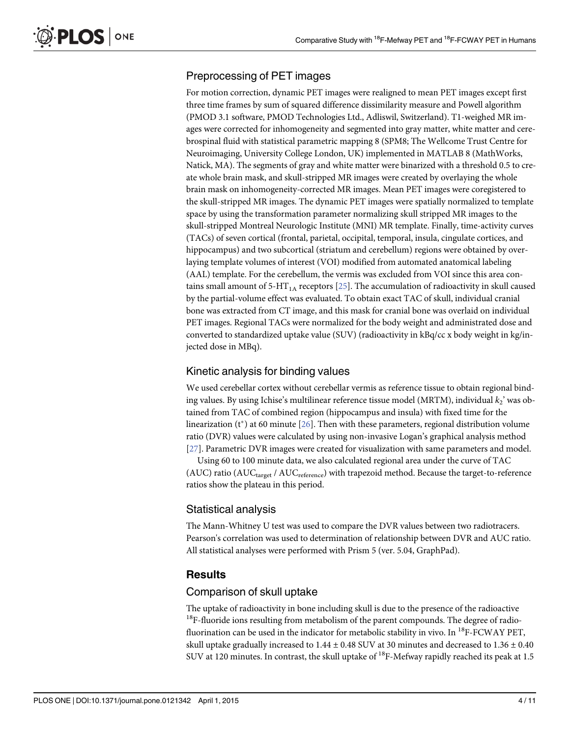## Preprocessing of PET images

For motion correction, dynamic PET images were realigned to mean PET images except first three time frames by sum of squared difference dissimilarity measure and Powell algorithm (PMOD 3.1 software, PMOD Technologies Ltd., Adliswil, Switzerland). T1-weighed MR images were corrected for inhomogeneity and segmented into gray matter, white matter and cerebrospinal fluid with statistical parametric mapping 8 (SPM8; The Wellcome Trust Centre for Neuroimaging, University College London, UK) implemented in MATLAB 8 (MathWorks, Natick, MA). The segments of gray and white matter were binarized with a threshold 0.5 to create whole brain mask, and skull-stripped MR images were created by overlaying the whole brain mask on inhomogeneity-corrected MR images. Mean PET images were coregistered to the skull-stripped MR images. The dynamic PET images were spatially normalized to template space by using the transformation parameter normalizing skull stripped MR images to the skull-stripped Montreal Neurologic Institute (MNI) MR template. Finally, time-activity curves (TACs) of seven cortical (frontal, parietal, occipital, temporal, insula, cingulate cortices, and hippocampus) and two subcortical (striatum and cerebellum) regions were obtained by overlaying template volumes of interest (VOI) modified from automated anatomical labeling (AAL) template. For the cerebellum, the vermis was excluded from VOI since this area contains small amount of 5-$HT_{1A}$ receptors [25]. The accumulation of radioactivity in skull caused by the partial-volume effect was evaluated. To obtain exact TAC of skull, individual cranial bone was extracted from CT image, and this mask for cranial bone was overlaid on individual PET images. Regional TACs were normalized for the body weight and administrated dose and converted to standardized uptake value (SUV) (radioactivity in kBq/cc x body weight in kg/injected dose in MBq).

## Kinetic analysis for binding values

We used cerebellar cortex without cerebellar vermis as reference tissue to obtain regional binding values. By using Ichise's multilinear reference tissue model (MRTM), individual $k_2$' was obtained from TAC of combined region (hippocampus and insula) with fixed time for the linearization ($t^*$) at 60 minute [26]. Then with these parameters, regional distribution volume ratio (DVR) values were calculated by using non-invasive Logan's graphical analysis method [27]. Parametric DVR images were created for visualization with same parameters and model.

Using 60 to 100 minute data, we also calculated regional area under the curve of TAC (AUC) ratio ($AUC_{target}$ / $AUC_{reference}$) with trapezoid method. Because the target-to-reference ratios show the plateau in this period.

## Statistical analysis

The Mann-Whitney U test was used to compare the DVR values between two radiotracers. Pearson's correlation was used to determination of relationship between DVR and AUC ratio. All statistical analyses were performed with Prism 5 (ver. 5.04, GraphPad).

# Results

## Comparison of skull uptake

The uptake of radioactivity in bone including skull is due to the presence of the radioactive $^{18}$F-fluoride ions resulting from metabolism of the parent compounds. The degree of radiofluorination can be used in the indicator for metabolic stability in vivo. In $^{18}$F-FCWAY PET, skull uptake gradually increased to 1.44 ± 0.48 SUV at 30 minutes and decreased to 1.36 ± 0.40 SUV at 120 minutes. In contrast, the skull uptake of $^{18}$F-Mefway rapidly reached its peak at 1.5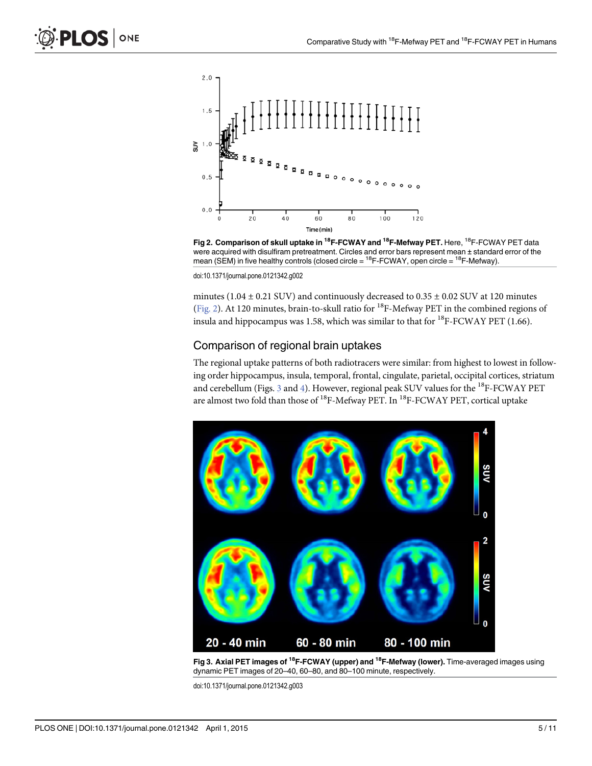Fig 2. Comparison of skull uptake in $^{18}$F-FCWAY and $^{18}$F-Mefway PET. Here, $^{18}$F-FCWAY PET data were acquired with disulfiram pretreatment. Circles and error bars represent mean ± standard error of the mean (SEM) in five healthy controls (closed circle = $^{18}$F-FCWAY, open circle = $^{18}$F-Mefway).

doi:10.1371/journal.pone.0121342.g002

minutes (1.04 ± 0.21 SUV) and continuously decreased to 0.35 ± 0.02 SUV at 120 minutes (Fig. 2). At 120 minutes, brain-to-skull ratio for $^{18}$F-Mefway PET in the combined regions of insula and hippocampus was 1.58, which was similar to that for $^{18}$F-FCWAY PET (1.66).

## Comparison of regional brain uptakes

The regional uptake patterns of both radiotracers were similar: from highest to lowest in following order hippocampus, insula, temporal, frontal, cingulate, parietal, occipital cortices, striatum and cerebellum (Figs. 3 and 4). However, regional peak SUV values for the $^{18}$F-FCWAY PET are almost two fold than those of $^{18}$F-Mefway PET. In $^{18}$F-FCWAY PET, cortical uptake

Fig 3. Axial PET images of $^{18}$F-FCWAY (upper) and $^{18}$F-Mefway (lower). Time-averaged images using dynamic PET images of 20–40, 60–80, and 80–100 minute, respectively.

doi:10.1371/journal.pone.0121342.g003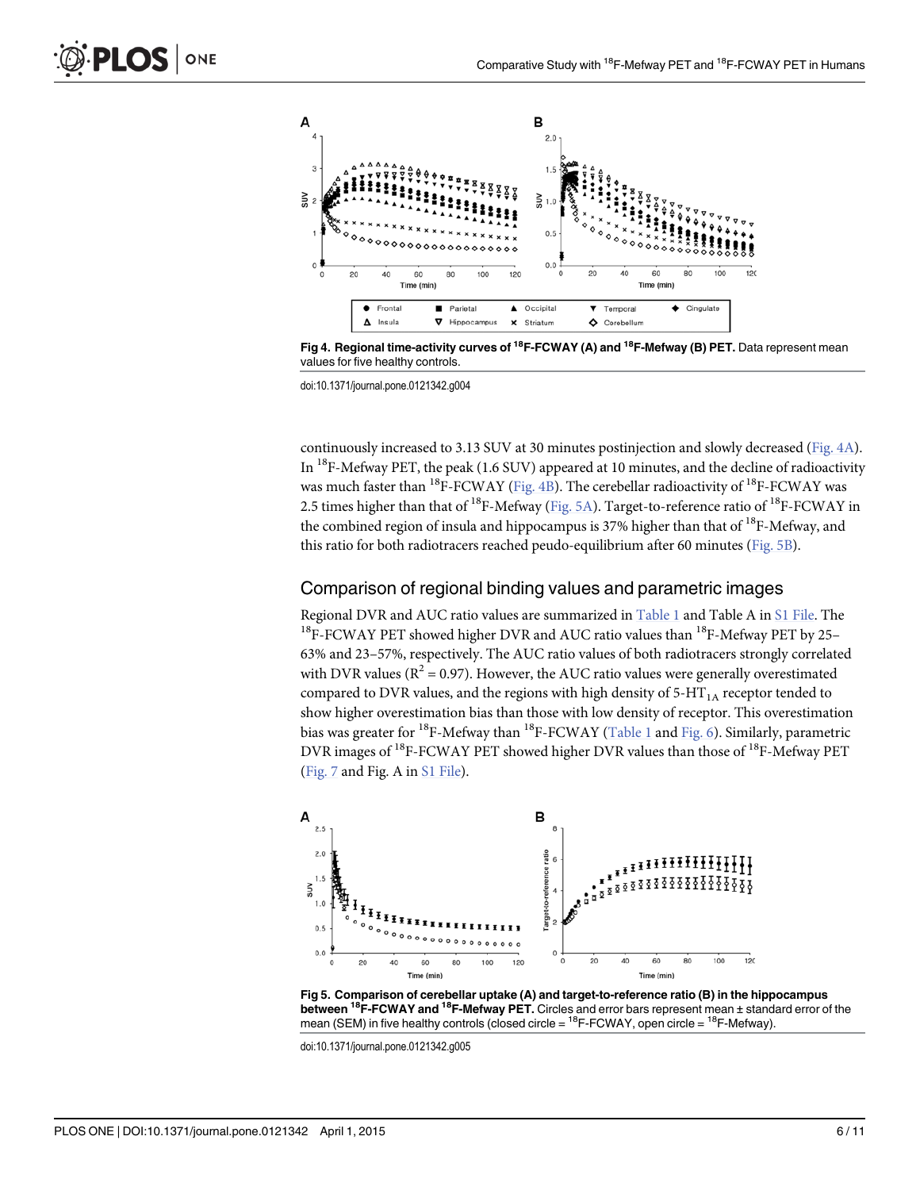Fig 4. Regional time-activity curves of $^{18}$F-FCWAY (A) and $^{18}$F-Mefway (B) PET. Data represent mean values for five healthy controls.

doi:10.1371/journal.pone.0121342.g004

continuously increased to 3.13 SUV at 30 minutes postinjection and slowly decreased (Fig. 4A). In $^{18}$F-Mefway PET, the peak (1.6 SUV) appeared at 10 minutes, and the decline of radioactivity was much faster than $^{18}$F-FCWAY (Fig. 4B). The cerebellar radioactivity of $^{18}$F-FCWAY was 2.5 times higher than that of $^{18}$F-Mefway (Fig. 5A). Target-to-reference ratio of $^{18}$F-FCWAY in the combined region of insula and hippocampus is 37% higher than that of $^{18}$F-Mefway, and this ratio for both radiotracers reached peudo-equilibrium after 60 minutes (Fig. 5B).

## Comparison of regional binding values and parametric images

Regional DVR and AUC ratio values are summarized in Table 1 and Table A in S1 File. The $^{18}$F-FCWAY PET showed higher DVR and AUC ratio values than $^{18}$F-Mefway PET by 25–63% and 23–57%, respectively. The AUC ratio values of both radiotracers strongly correlated with DVR values ($R^2 = 0.97$). However, the AUC ratio values were generally overestimated compared to DVR values, and the regions with high density of 5-$HT_{1A}$ receptor tended to show higher overestimation bias than those with low density of receptor. This overestimation bias was greater for $^{18}$F-Mefway than $^{18}$F-FCWAY (Table 1 and Fig. 6). Similarly, parametric DVR images of $^{18}$F-FCWAY PET showed higher DVR values than those of $^{18}$F-Mefway PET (Fig. 7 and Fig. A in S1 File).

Fig 5. Comparison of cerebellar uptake (A) and target-to-reference ratio (B) in the hippocampus between $^{18}$F-FCWAY and $^{18}$F-Mefway PET. Circles and error bars represent mean ± standard error of the mean (SEM) in five healthy controls (closed circle = $^{18}$F-FCWAY, open circle = $^{18}$F-Mefway).

doi:10.1371/journal.pone.0121342.g005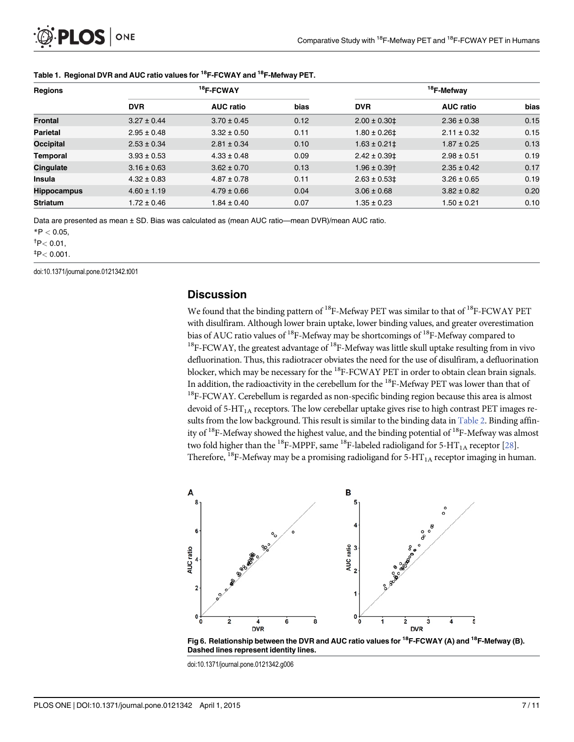**Table 1. Regional DVR and AUC ratio values for $^{18}$F-FCWAY and $^{18}$F-Mefway PET.**

| Regions | $^{18}$F-FCWAY | | | $^{18}$F-Mefway | | |
|---|---|---|---|---|---|---|
| | DVR | AUC ratio | bias | DVR | AUC ratio | bias |
| **Frontal** | 3.27 ± 0.44 | 3.70 ± 0.45 | 0.12 | 2.00 ± 0.30‡ | 2.36 ± 0.38 | 0.15 |
| **Parietal** | 2.95 ± 0.48 | 3.32 ± 0.50 | 0.11 | 1.80 ± 0.26‡ | 2.11 ± 0.32 | 0.15 |
| **Occipital** | 2.53 ± 0.34 | 2.81 ± 0.34 | 0.10 | 1.63 ± 0.21‡ | 1.87 ± 0.25 | 0.13 |
| **Temporal** | 3.93 ± 0.53 | 4.33 ± 0.48 | 0.09 | 2.42 ± 0.39‡ | 2.98 ± 0.51 | 0.19 |
| **Cingulate** | 3.16 ± 0.63 | 3.62 ± 0.70 | 0.13 | 1.96 ± 0.39† | 2.35 ± 0.42 | 0.17 |
| **Insula** | 4.32 ± 0.83 | 4.87 ± 0.78 | 0.11 | 2.63 ± 0.53‡ | 3.26 ± 0.65 | 0.19 |
| **Hippocampus** | 4.60 ± 1.19 | 4.79 ± 0.66 | 0.04 | 3.06 ± 0.68 | 3.82 ± 0.82 | 0.20 |
| **Striatum** | 1.72 ± 0.46 | 1.84 ± 0.40 | 0.07 | 1.35 ± 0.23 | 1.50 ± 0.21 | 0.10 |

Data are presented as mean ± SD. Bias was calculated as (mean AUC ratio—mean DVR)/mean AUC ratio.

*$P < 0.05$,

†$P < 0.01$,

‡$P < 0.001$.

doi:10.1371/journal.pone.0121342.t001

## Discussion

We found that the binding pattern of $^{18}$F-Mefway PET was similar to that of $^{18}$F-FCWAY PET with disulfiram. Although lower brain uptake, lower binding values, and greater overestimation bias of AUC ratio values of $^{18}$F-Mefway may be shortcomings of $^{18}$F-Mefway compared to $^{18}$F-FCWAY, the greatest advantage of $^{18}$F-Mefway was little skull uptake resulting from in vivo defluorination. Thus, this radiotracer obviates the need for the use of disulfiram, a defluorination blocker, which may be necessary for the $^{18}$F-FCWAY PET in order to obtain clean brain signals. In addition, the radioactivity in the cerebellum for the $^{18}$F-Mefway PET was lower than that of $^{18}$F-FCWAY. Cerebellum is regarded as non-specific binding region because this area is almost devoid of 5-$HT_{1A}$ receptors. The low cerebellar uptake gives rise to high contrast PET images results from the low background. This result is similar to the binding data in Table 2. Binding affinity of $^{18}$F-Mefway showed the highest value, and the binding potential of $^{18}$F-Mefway was almost two fold higher than the $^{18}$F-MPPF, same $^{18}$F-labeled radioligand for 5-$HT_{1A}$ receptor [28]. Therefore, $^{18}$F-Mefway may be a promising radioligand for 5-$HT_{1A}$ receptor imaging in human.

**Fig 6. Relationship between the DVR and AUC ratio values for $^{18}$F-FCWAY (A) and $^{18}$F-Mefway (B). Dashed lines represent identity lines.**

doi:10.1371/journal.pone.0121342.g006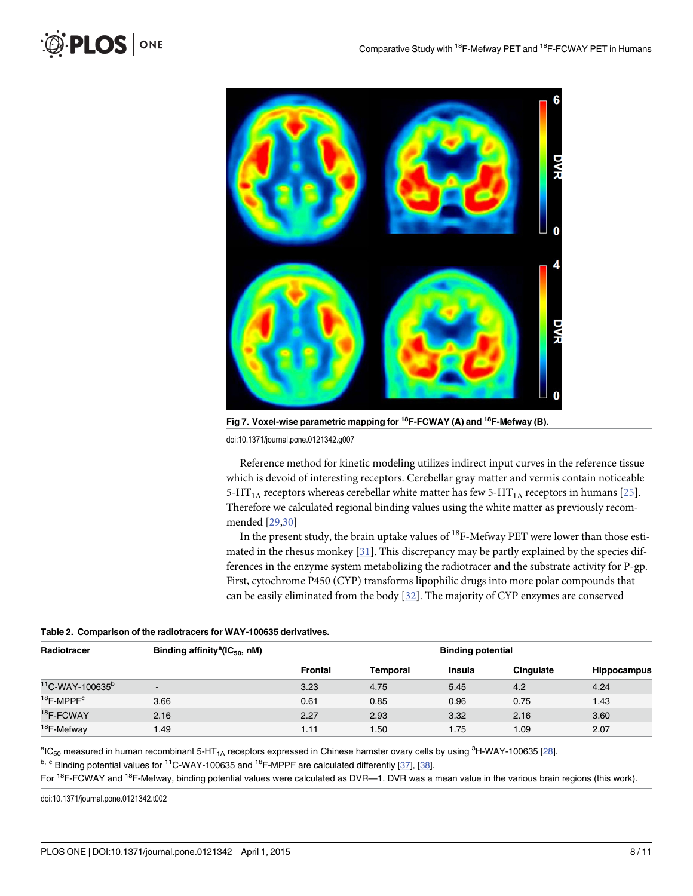Fig 7. Voxel-wise parametric mapping for $^{18}$F-FCWAY (A) and $^{18}$F-Mefway (B).

doi:10.1371/journal.pone.0121342.g007

Reference method for kinetic modeling utilizes indirect input curves in the reference tissue which is devoid of interesting receptors. Cerebellar gray matter and vermis contain noticeable 5-$HT_{1A}$ receptors whereas cerebellar white matter has few 5-$HT_{1A}$ receptors in humans [25]. Therefore we calculated regional binding values using the white matter as previously recommended [29,30]

In the present study, the brain uptake values of $^{18}$F-Mefway PET were lower than those estimated in the rhesus monkey [31]. This discrepancy may be partly explained by the species differences in the enzyme system metabolizing the radiotracer and the substrate activity for P-gp. First, cytochrome P450 (CYP) transforms lipophilic drugs into more polar compounds that can be easily eliminated from the body [32]. The majority of CYP enzymes are conserved

**Table 2. Comparison of the radiotracers for WAY-100635 derivatives.**

| Radiotracer | Binding affinity[a] ($IC_{50}$, nM) | Binding potential | | | | |
|---|---|---|---|---|---|---|
| | | Frontal | Temporal | Insula | Cingulate | Hippocampus |
| $^{11}$C-WAY-100635[b] | - | 3.23 | 4.75 | 5.45 | 4.2 | 4.24 |
| $^{18}$F-MPPF[c] | 3.66 | 0.61 | 0.85 | 0.96 | 0.75 | 1.43 |
| $^{18}$F-FCWAY | 2.16 | 2.27 | 2.93 | 3.32 | 2.16 | 3.60 |
| $^{18}$F-Mefway | 1.49 | 1.11 | 1.50 | 1.75 | 1.09 | 2.07 |

[a]$IC_{50}$ measured in human recombinant 5-$HT_{1A}$ receptors expressed in Chinese hamster ovary cells by using $^{3}$H-WAY-100635 [28].

[b, c] Binding potential values for $^{11}$C-WAY-100635 and $^{18}$F-MPPF are calculated differently [37], [38].

For $^{18}$F-FCWAY and $^{18}$F-Mefway, binding potential values were calculated as DVR—1. DVR was a mean value in the various brain regions (this work).

doi:10.1371/journal.pone.0121342.t002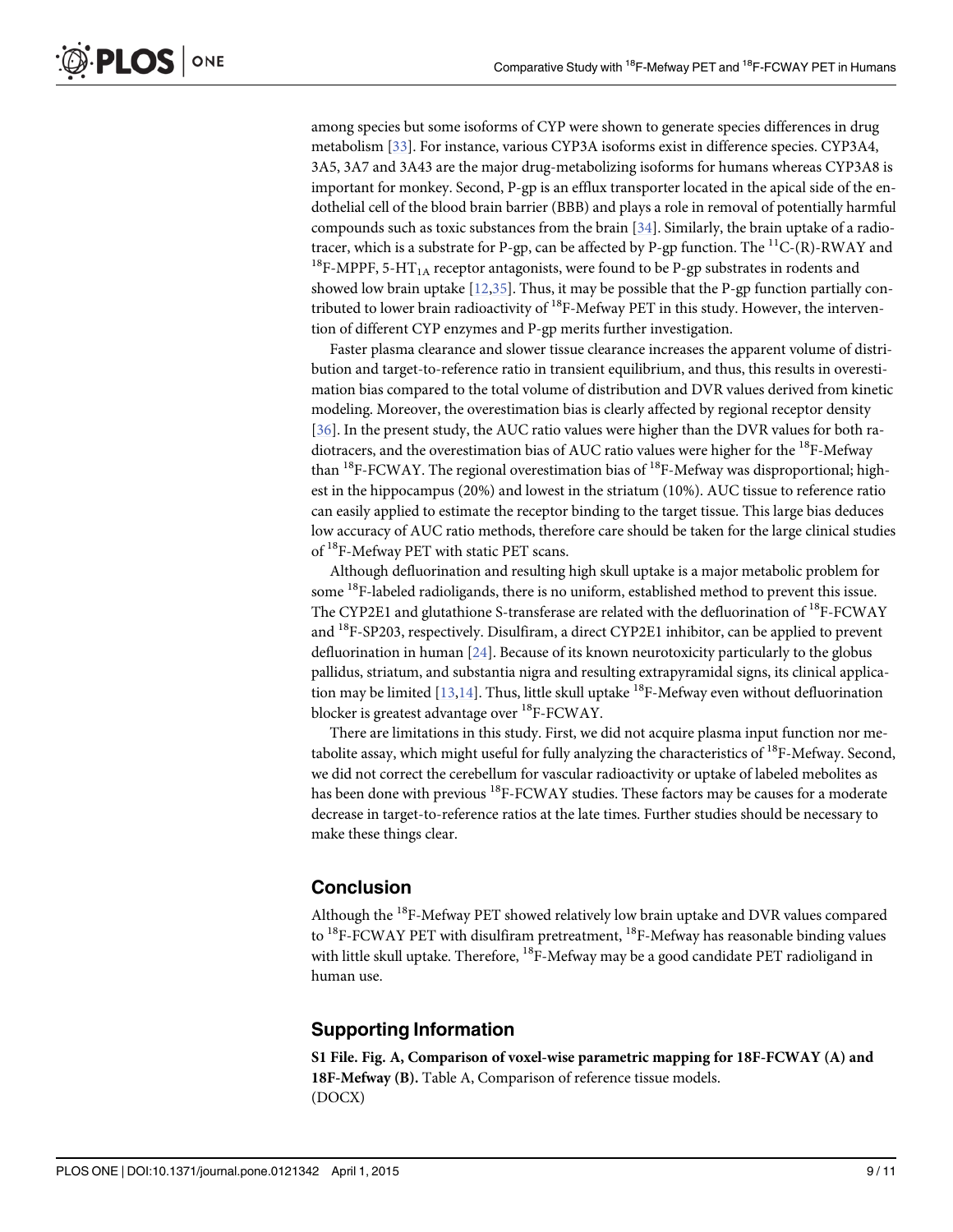among species but some isoforms of CYP were shown to generate species differences in drug metabolism [33]. For instance, various CYP3A isoforms exist in difference species. CYP3A4, 3A5, 3A7 and 3A43 are the major drug-metabolizing isoforms for humans whereas CYP3A8 is important for monkey. Second, P-gp is an efflux transporter located in the apical side of the endothelial cell of the blood brain barrier (BBB) and plays a role in removal of potentially harmful compounds such as toxic substances from the brain [34]. Similarly, the brain uptake of a radiotracer, which is a substrate for P-gp, can be affected by P-gp function. The $^{11}$C-(R)-RWAY and $^{18}$F-MPPF, 5-HT$_{1A}$ receptor antagonists, were found to be P-gp substrates in rodents and showed low brain uptake [12,35]. Thus, it may be possible that the P-gp function partially contributed to lower brain radioactivity of $^{18}$F-Mefway PET in this study. However, the intervention of different CYP enzymes and P-gp merits further investigation.

Faster plasma clearance and slower tissue clearance increases the apparent volume of distribution and target-to-reference ratio in transient equilibrium, and thus, this results in overestimation bias compared to the total volume of distribution and DVR values derived from kinetic modeling. Moreover, the overestimation bias is clearly affected by regional receptor density [36]. In the present study, the AUC ratio values were higher than the DVR values for both radiotracers, and the overestimation bias of AUC ratio values were higher for the $^{18}$F-Mefway than $^{18}$F-FCWAY. The regional overestimation bias of $^{18}$F-Mefway was disproportional; highest in the hippocampus (20%) and lowest in the striatum (10%). AUC tissue to reference ratio can easily applied to estimate the receptor binding to the target tissue. This large bias deduces low accuracy of AUC ratio methods, therefore care should be taken for the large clinical studies of $^{18}$F-Mefway PET with static PET scans.

Although defluorination and resulting high skull uptake is a major metabolic problem for some $^{18}$F-labeled radioligands, there is no uniform, established method to prevent this issue. The CYP2E1 and glutathione S-transferase are related with the defluorination of $^{18}$F-FCWAY and $^{18}$F-SP203, respectively. Disulfiram, a direct CYP2E1 inhibitor, can be applied to prevent defluorination in human [24]. Because of its known neurotoxicity particularly to the globus pallidus, striatum, and substantia nigra and resulting extrapyramidal signs, its clinical application may be limited [13,14]. Thus, little skull uptake $^{18}$F-Mefway even without defluorination blocker is greatest advantage over $^{18}$F-FCWAY.

There are limitations in this study. First, we did not acquire plasma input function nor metabolite assay, which might useful for fully analyzing the characteristics of $^{18}$F-Mefway. Second, we did not correct the cerebellum for vascular radioactivity or uptake of labeled mebolites as has been done with previous $^{18}$F-FCWAY studies. These factors may be causes for a moderate decrease in target-to-reference ratios at the late times. Further studies should be necessary to make these things clear.

## Conclusion

Although the $^{18}$F-Mefway PET showed relatively low brain uptake and DVR values compared to $^{18}$F-FCWAY PET with disulfiram pretreatment, $^{18}$F-Mefway has reasonable binding values with little skull uptake. Therefore, $^{18}$F-Mefway may be a good candidate PET radioligand in human use.

## Supporting Information

**S1 File. Fig. A, Comparison of voxel-wise parametric mapping for 18F-FCWAY (A) and 18F-Mefway (B).** Table A, Comparison of reference tissue models.
(DOCX)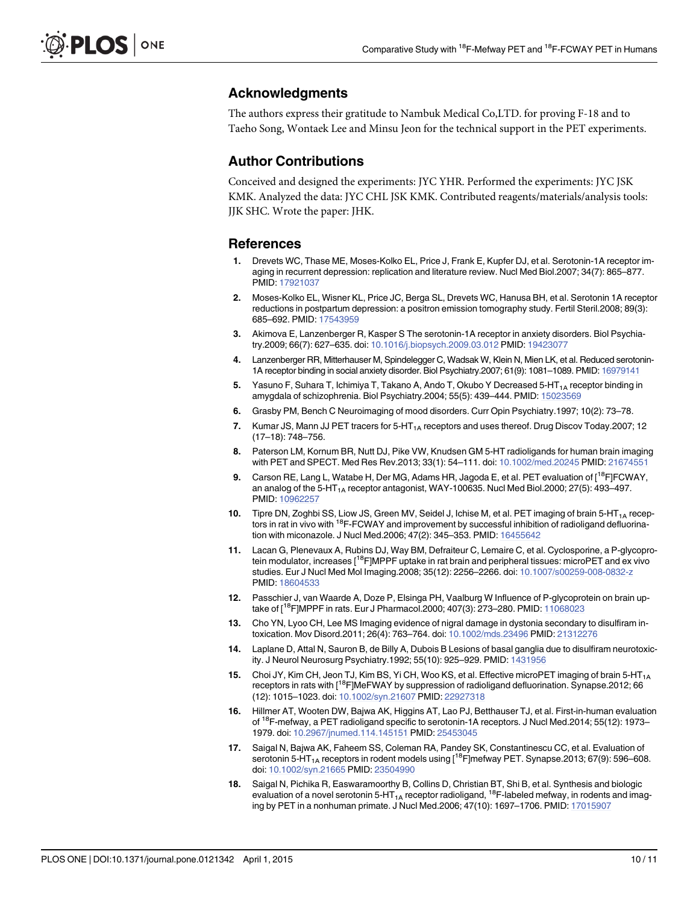## Acknowledgments

The authors express their gratitude to Nambuk Medical Co,LTD. for proving F-18 and to Taeho Song, Wontaek Lee and Minsu Jeon for the technical support in the PET experiments.

## Author Contributions

Conceived and designed the experiments: JYC YHR. Performed the experiments: JYC JSK KMK. Analyzed the data: JYC CHL JSK KMK. Contributed reagents/materials/analysis tools: JJK SHC. Wrote the paper: JHK.

## References

1. Drevets WC, Thase ME, Moses-Kolko EL, Price J, Frank E, Kupfer DJ, et al. Serotonin-1A receptor imaging in recurrent depression: replication and literature review. Nucl Med Biol.2007; 34(7): 865–877. PMID: 17921037
2. Moses-Kolko EL, Wisner KL, Price JC, Berga SL, Drevets WC, Hanusa BH, et al. Serotonin 1A receptor reductions in postpartum depression: a positron emission tomography study. Fertil Steril.2008; 89(3): 685–692. PMID: 17543959
3. Akimova E, Lanzenberger R, Kasper S The serotonin-1A receptor in anxiety disorders. Biol Psychiatry.2009; 66(7): 627–635. doi: 10.1016/j.biopsych.2009.03.012 PMID: 19423077
4. Lanzenberger RR, Mitterhauser M, Spindelegger C, Wadsak W, Klein N, Mien LK, et al. Reduced serotonin-1A receptor binding in social anxiety disorder. Biol Psychiatry.2007; 61(9): 1081–1089. PMID: 16979141
5. Yasuno F, Suhara T, Ichimiya T, Takano A, Ando T, Okubo Y Decreased 5-$HT_{1A}$ receptor binding in amygdala of schizophrenia. Biol Psychiatry.2004; 55(5): 439–444. PMID: 15023569
6. Grasby PM, Bench C Neuroimaging of mood disorders. Curr Opin Psychiatry.1997; 10(2): 73–78.
7. Kumar JS, Mann JJ PET tracers for 5-$HT_{1A}$ receptors and uses thereof. Drug Discov Today.2007; 12 (17–18): 748–756.
8. Paterson LM, Kornum BR, Nutt DJ, Pike VW, Knudsen GM 5-HT radioligands for human brain imaging with PET and SPECT. Med Res Rev.2013; 33(1): 54–111. doi: 10.1002/med.20245 PMID: 21674551
9. Carson RE, Lang L, Watabe H, Der MG, Adams HR, Jagoda E, et al. PET evaluation of [$^{18}$F]FCWAY, an analog of the 5-$HT_{1A}$ receptor antagonist, WAY-100635. Nucl Med Biol.2000; 27(5): 493–497. PMID: 10962257
10. Tipre DN, Zoghbi SS, Liow JS, Green MV, Seidel J, Ichise M, et al. PET imaging of brain 5-$HT_{1A}$ receptors in rat in vivo with $^{18}$F-FCWAY and improvement by successful inhibition of radioligand defluorination with miconazole. J Nucl Med.2006; 47(2): 345–353. PMID: 16455642
11. Lacan G, Plenevaux A, Rubins DJ, Way BM, Defraiteur C, Lemaire C, et al. Cyclosporine, a P-glycoprotein modulator, increases [$^{18}$F]MPPF uptake in rat brain and peripheral tissues: microPET and ex vivo studies. Eur J Nucl Med Mol Imaging.2008; 35(12): 2256–2266. doi: 10.1007/s00259-008-0832-z PMID: 18604533
12. Passchier J, van Waarde A, Doze P, Elsinga PH, Vaalburg W Influence of P-glycoprotein on brain uptake of [$^{18}$F]MPPF in rats. Eur J Pharmacol.2000; 407(3): 273–280. PMID: 11068023
13. Cho YN, Lyoo CH, Lee MS Imaging evidence of nigral damage in dystonia secondary to disulfiram intoxication. Mov Disord.2011; 26(4): 763–764. doi: 10.1002/mds.23496 PMID: 21312276
14. Laplane D, Attal N, Sauron B, de Billy A, Dubois B Lesions of basal ganglia due to disulfiram neurotoxicity. J Neurol Neurosurg Psychiatry.1992; 55(10): 925–929. PMID: 1431956
15. Choi JY, Kim CH, Jeon TJ, Kim BS, Yi CH, Woo KS, et al. Effective microPET imaging of brain 5-$HT_{1A}$ receptors in rats with [$^{18}$F]MeFWAY by suppression of radioligand defluorination. Synapse.2012; 66 (12): 1015–1023. doi: 10.1002/syn.21607 PMID: 22927318
16. Hillmer AT, Wooten DW, Bajwa AK, Higgins AT, Lao PJ, Betthauser TJ, et al. First-in-human evaluation of $^{18}$F-mefway, a PET radioligand specific to serotonin-1A receptors. J Nucl Med.2014; 55(12): 1973–1979. doi: 10.2967/jnumed.114.145151 PMID: 25453045
17. Saigal N, Bajwa AK, Faheem SS, Coleman RA, Pandey SK, Constantinescu CC, et al. Evaluation of serotonin 5-$HT_{1A}$ receptors in rodent models using [$^{18}$F]mefway PET. Synapse.2013; 67(9): 596–608. doi: 10.1002/syn.21665 PMID: 23504990
18. Saigal N, Pichika R, Easwaramoorthy B, Collins D, Christian BT, Shi B, et al. Synthesis and biologic evaluation of a novel serotonin 5-$HT_{1A}$ receptor radioligand, $^{18}$F-labeled mefway, in rodents and imaging by PET in a nonhuman primate. J Nucl Med.2006; 47(10): 1697–1706. PMID: 17015907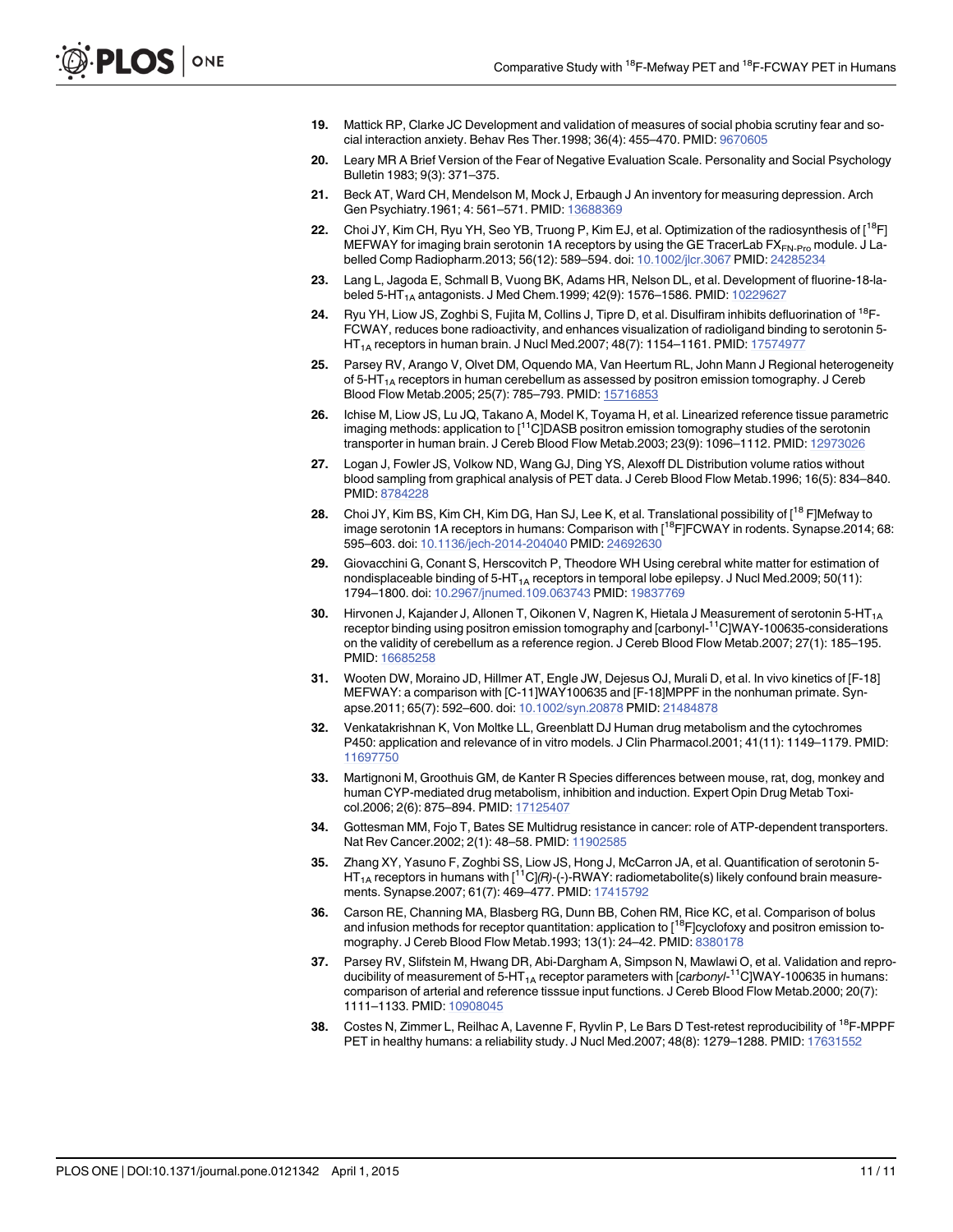19. Mattick RP, Clarke JC Development and validation of measures of social phobia scrutiny fear and social interaction anxiety. Behav Res Ther.1998; 36(4): 455–470. PMID: 9670605

20. Leary MR A Brief Version of the Fear of Negative Evaluation Scale. Personality and Social Psychology Bulletin 1983; 9(3): 371–375.

21. Beck AT, Ward CH, Mendelson M, Mock J, Erbaugh J An inventory for measuring depression. Arch Gen Psychiatry.1961; 4: 561–571. PMID: 13688369

22. Choi JY, Kim CH, Ryu YH, Seo YB, Truong P, Kim EJ, et al. Optimization of the radiosynthesis of [$^{18}$F] MEFWAY for imaging brain serotonin 1A receptors by using the GE TracerLab $FX_{FN-Pro}$ module. J Labelled Comp Radiopharm.2013; 56(12): 589–594. doi: 10.1002/jlcr.3067 PMID: 24285234

23. Lang L, Jagoda E, Schmall B, Vuong BK, Adams HR, Nelson DL, et al. Development of fluorine-18-labeled 5-$HT_{1A}$ antagonists. J Med Chem.1999; 42(9): 1576–1586. PMID: 10229627

24. Ryu YH, Liow JS, Zoghbi S, Fujita M, Collins J, Tipre D, et al. Disulfiram inhibits defluorination of $^{18}$F-FCWAY, reduces bone radioactivity, and enhances visualization of radioligand binding to serotonin 5-$HT_{1A}$ receptors in human brain. J Nucl Med.2007; 48(7): 1154–1161. PMID: 17574977

25. Parsey RV, Arango V, Olvet DM, Oquendo MA, Van Heertum RL, John Mann J Regional heterogeneity of 5-$HT_{1A}$ receptors in human cerebellum as assessed by positron emission tomography. J Cereb Blood Flow Metab.2005; 25(7): 785–793. PMID: 15716853

26. Ichise M, Liow JS, Lu JQ, Takano A, Model K, Toyama H, et al. Linearized reference tissue parametric imaging methods: application to [$^{11}$C]DASB positron emission tomography studies of the serotonin transporter in human brain. J Cereb Blood Flow Metab.2003; 23(9): 1096–1112. PMID: 12973026

27. Logan J, Fowler JS, Volkow ND, Wang GJ, Ding YS, Alexoff DL Distribution volume ratios without blood sampling from graphical analysis of PET data. J Cereb Blood Flow Metab.1996; 16(5): 834–840. PMID: 8784228

28. Choi JY, Kim BS, Kim CH, Kim DG, Han SJ, Lee K, et al. Translational possibility of [$^{18}$ F]Mefway to image serotonin 1A receptors in humans: Comparison with [$^{18}$F]FCWAY in rodents. Synapse.2014; 68: 595–603. doi: 10.1136/jech-2014-204040 PMID: 24692630

29. Giovacchini G, Conant S, Herscovitch P, Theodore WH Using cerebral white matter for estimation of nondisplaceable binding of 5-$HT_{1A}$ receptors in temporal lobe epilepsy. J Nucl Med.2009; 50(11): 1794–1800. doi: 10.2967/jnumed.109.063743 PMID: 19837769

30. Hirvonen J, Kajander J, Allonen T, Oikonen V, Nagren K, Hietala J Measurement of serotonin 5-$HT_{1A}$ receptor binding using positron emission tomography and [carbonyl-$^{11}$C]WAY-100635-considerations on the validity of cerebellum as a reference region. J Cereb Blood Flow Metab.2007; 27(1): 185–195. PMID: 16685258

31. Wooten DW, Moraino JD, Hillmer AT, Engle JW, Dejesus OJ, Murali D, et al. In vivo kinetics of [F-18] MEFWAY: a comparison with [C-11]WAY100635 and [F-18]MPPF in the nonhuman primate. Synapse.2011; 65(7): 592–600. doi: 10.1002/syn.20878 PMID: 21484878

32. Venkatakrishnan K, Von Moltke LL, Greenblatt DJ Human drug metabolism and the cytochromes P450: application and relevance of in vitro models. J Clin Pharmacol.2001; 41(11): 1149–1179. PMID: 11697750

33. Martignoni M, Groothuis GM, de Kanter R Species differences between mouse, rat, dog, monkey and human CYP-mediated drug metabolism, inhibition and induction. Expert Opin Drug Metab Toxicol.2006; 2(6): 875–894. PMID: 17125407

34. Gottesman MM, Fojo T, Bates SE Multidrug resistance in cancer: role of ATP-dependent transporters. Nat Rev Cancer.2002; 2(1): 48–58. PMID: 11902585

35. Zhang XY, Yasuno F, Zoghbi SS, Liow JS, Hong J, McCarron JA, et al. Quantification of serotonin 5-$HT_{1A}$ receptors in humans with [$^{11}$C]*(R)*-(-)-RWAY: radiometabolite(s) likely confound brain measurements. Synapse.2007; 61(7): 469–477. PMID: 17415792

36. Carson RE, Channing MA, Blasberg RG, Dunn BB, Cohen RM, Rice KC, et al. Comparison of bolus and infusion methods for receptor quantitation: application to [$^{18}$F]cyclofoxy and positron emission tomography. J Cereb Blood Flow Metab.1993; 13(1): 24–42. PMID: 8380178

37. Parsey RV, Slifstein M, Hwang DR, Abi-Dargham A, Simpson N, Mawlawi O, et al. Validation and reproducibility of measurement of 5-$HT_{1A}$ receptor parameters with [*carbonyl*-$^{11}$C]WAY-100635 in humans: comparison of arterial and reference tisssue input functions. J Cereb Blood Flow Metab.2000; 20(7): 1111–1133. PMID: 10908045

38. Costes N, Zimmer L, Reilhac A, Lavenne F, Ryvlin P, Le Bars D Test-retest reproducibility of $^{18}$F-MPPF PET in healthy humans: a reliability study. J Nucl Med.2007; 48(8): 1279–1288. PMID: 17631552